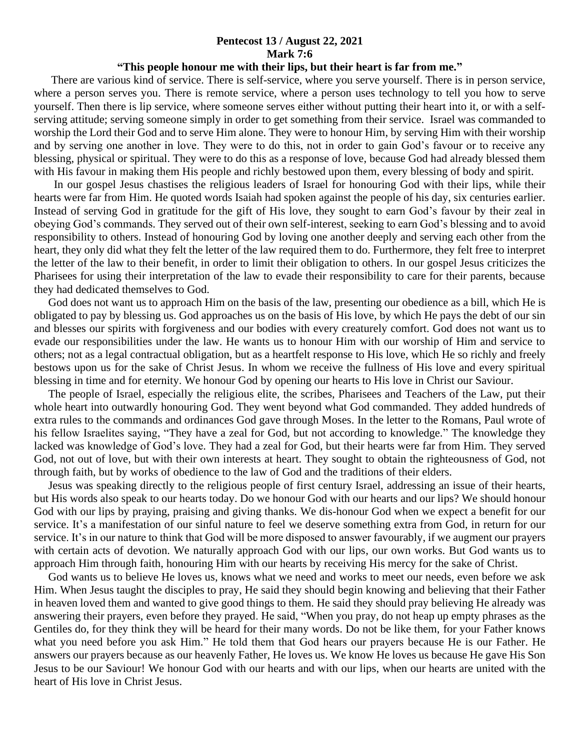**Pentecost 13 / August 22, 2021**

**Mark 7:6**

**"This people honour me with their lips, but their heart is far from me."**

There are various kind of service. There is self-service, where you serve yourself. There is in person service, where a person serves you. There is remote service, where a person uses technology to tell you how to serve yourself. Then there is lip service, where someone serves either without putting their heart into it, or with a self-serving attitude; serving someone simply in order to get something from their service. Israel was commanded to worship the Lord their God and to serve Him alone. They were to honour Him, by serving Him with their worship and by serving one another in love. They were to do this, not in order to gain God's favour or to receive any blessing, physical or spiritual. They were to do this as a response of love, because God had already blessed them with His favour in making them His people and richly bestowed upon them, every blessing of body and spirit.

In our gospel Jesus chastises the religious leaders of Israel for honouring God with their lips, while their hearts were far from Him. He quoted words Isaiah had spoken against the people of his day, six centuries earlier. Instead of serving God in gratitude for the gift of His love, they sought to earn God's favour by their zeal in obeying God's commands. They served out of their own self-interest, seeking to earn God's blessing and to avoid responsibility to others. Instead of honouring God by loving one another deeply and serving each other from the heart, they only did what they felt the letter of the law required them to do. Furthermore, they felt free to interpret the letter of the law to their benefit, in order to limit their obligation to others. In our gospel Jesus criticizes the Pharisees for using their interpretation of the law to evade their responsibility to care for their parents, because they had dedicated themselves to God.

God does not want us to approach Him on the basis of the law, presenting our obedience as a bill, which He is obligated to pay by blessing us. God approaches us on the basis of His love, by which He pays the debt of our sin and blesses our spirits with forgiveness and our bodies with every creaturely comfort. God does not want us to evade our responsibilities under the law. He wants us to honour Him with our worship of Him and service to others; not as a legal contractual obligation, but as a heartfelt response to His love, which He so richly and freely bestows upon us for the sake of Christ Jesus. In whom we receive the fullness of His love and every spiritual blessing in time and for eternity. We honour God by opening our hearts to His love in Christ our Saviour.

The people of Israel, especially the religious elite, the scribes, Pharisees and Teachers of the Law, put their whole heart into outwardly honouring God. They went beyond what God commanded. They added hundreds of extra rules to the commands and ordinances God gave through Moses. In the letter to the Romans, Paul wrote of his fellow Israelites saying, "They have a zeal for God, but not according to knowledge." The knowledge they lacked was knowledge of God's love. They had a zeal for God, but their hearts were far from Him. They served God, not out of love, but with their own interests at heart. They sought to obtain the righteousness of God, not through faith, but by works of obedience to the law of God and the traditions of their elders.

Jesus was speaking directly to the religious people of first century Israel, addressing an issue of their hearts, but His words also speak to our hearts today. Do we honour God with our hearts and our lips? We should honour God with our lips by praying, praising and giving thanks. We dis-honour God when we expect a benefit for our service. It's a manifestation of our sinful nature to feel we deserve something extra from God, in return for our service. It's in our nature to think that God will be more disposed to answer favourably, if we augment our prayers with certain acts of devotion. We naturally approach God with our lips, our own works. But God wants us to approach Him through faith, honouring Him with our hearts by receiving His mercy for the sake of Christ.

God wants us to believe He loves us, knows what we need and works to meet our needs, even before we ask Him. When Jesus taught the disciples to pray, He said they should begin knowing and believing that their Father in heaven loved them and wanted to give good things to them. He said they should pray believing He already was answering their prayers, even before they prayed. He said, "When you pray, do not heap up empty phrases as the Gentiles do, for they think they will be heard for their many words. Do not be like them, for your Father knows what you need before you ask Him." He told them that God hears our prayers because He is our Father. He answers our prayers because as our heavenly Father, He loves us. We know He loves us because He gave His Son Jesus to be our Saviour! We honour God with our hearts and with our lips, when our hearts are united with the heart of His love in Christ Jesus.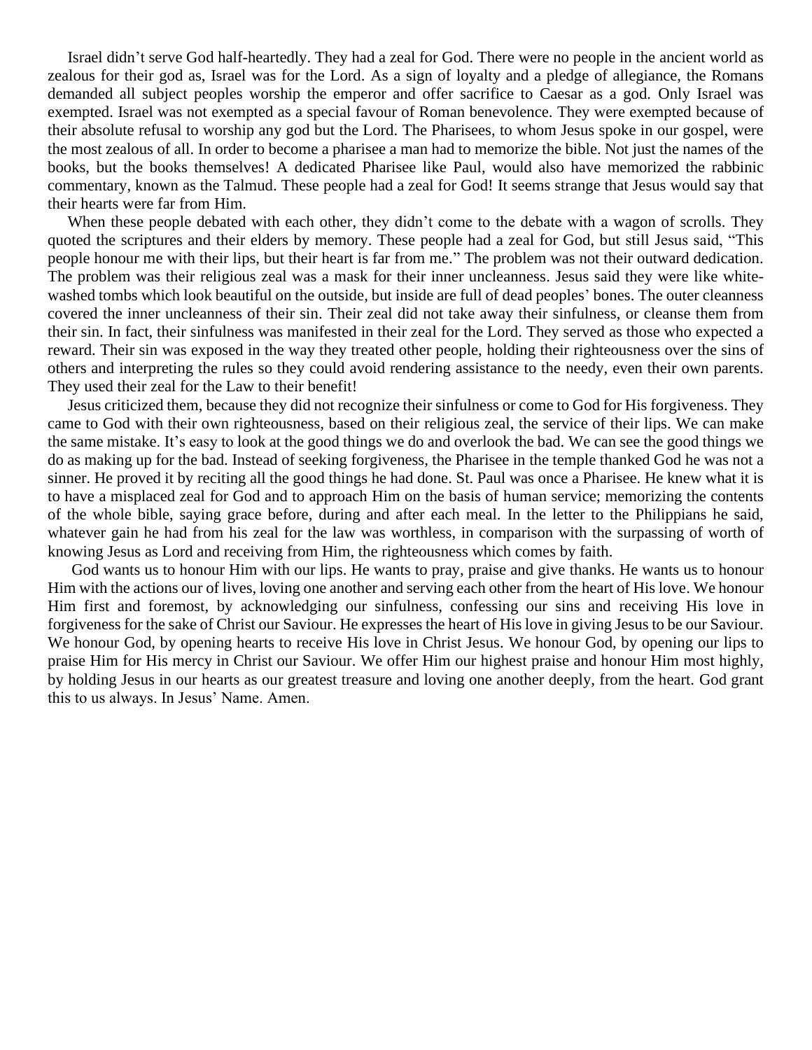Israel didn't serve God half-heartedly. They had a zeal for God. There were no people in the ancient world as zealous for their god as, Israel was for the Lord. As a sign of loyalty and a pledge of allegiance, the Romans demanded all subject peoples worship the emperor and offer sacrifice to Caesar as a god. Only Israel was exempted. Israel was not exempted as a special favour of Roman benevolence. They were exempted because of their absolute refusal to worship any god but the Lord. The Pharisees, to whom Jesus spoke in our gospel, were the most zealous of all. In order to become a pharisee a man had to memorize the bible. Not just the names of the books, but the books themselves! A dedicated Pharisee like Paul, would also have memorized the rabbinic commentary, known as the Talmud. These people had a zeal for God! It seems strange that Jesus would say that their hearts were far from Him.

When these people debated with each other, they didn't come to the debate with a wagon of scrolls. They quoted the scriptures and their elders by memory. These people had a zeal for God, but still Jesus said, "This people honour me with their lips, but their heart is far from me." The problem was not their outward dedication. The problem was their religious zeal was a mask for their inner uncleanness. Jesus said they were like white-washed tombs which look beautiful on the outside, but inside are full of dead peoples' bones. The outer cleanness covered the inner uncleanness of their sin. Their zeal did not take away their sinfulness, or cleanse them from their sin. In fact, their sinfulness was manifested in their zeal for the Lord. They served as those who expected a reward. Their sin was exposed in the way they treated other people, holding their righteousness over the sins of others and interpreting the rules so they could avoid rendering assistance to the needy, even their own parents. They used their zeal for the Law to their benefit!

Jesus criticized them, because they did not recognize their sinfulness or come to God for His forgiveness. They came to God with their own righteousness, based on their religious zeal, the service of their lips. We can make the same mistake. It's easy to look at the good things we do and overlook the bad. We can see the good things we do as making up for the bad. Instead of seeking forgiveness, the Pharisee in the temple thanked God he was not a sinner. He proved it by reciting all the good things he had done. St. Paul was once a Pharisee. He knew what it is to have a misplaced zeal for God and to approach Him on the basis of human service; memorizing the contents of the whole bible, saying grace before, during and after each meal. In the letter to the Philippians he said, whatever gain he had from his zeal for the law was worthless, in comparison with the surpassing of worth of knowing Jesus as Lord and receiving from Him, the righteousness which comes by faith.

God wants us to honour Him with our lips. He wants to pray, praise and give thanks. He wants us to honour Him with the actions our of lives, loving one another and serving each other from the heart of His love. We honour Him first and foremost, by acknowledging our sinfulness, confessing our sins and receiving His love in forgiveness for the sake of Christ our Saviour. He expresses the heart of His love in giving Jesus to be our Saviour. We honour God, by opening hearts to receive His love in Christ Jesus. We honour God, by opening our lips to praise Him for His mercy in Christ our Saviour. We offer Him our highest praise and honour Him most highly, by holding Jesus in our hearts as our greatest treasure and loving one another deeply, from the heart. God grant this to us always. In Jesus' Name. Amen.